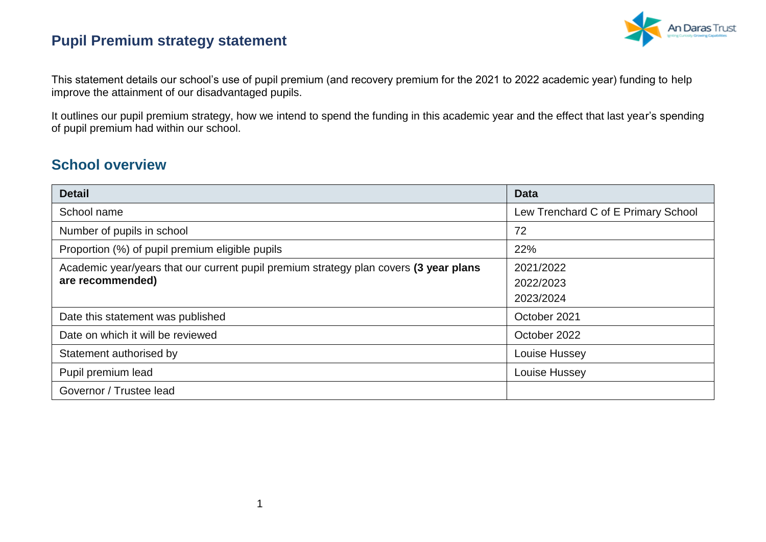# Pupil Premium strategy statement

This statement details our school's use of pupil premium (and recovery premium for the 2021 to 2022 academic year) funding to help improve the attainment of our disadvantaged pupils.

It outlines our pupil premium strategy, how we intend to spend the funding in this academic year and the effect that last year's spending of pupil premium had within our school.

## School overview

| Detail | Data |
| --- | --- |
| School name | Lew Trenchard C of E Primary School |
| Number of pupils in school | 72 |
| Proportion (%) of pupil premium eligible pupils | 22% |
| Academic year/years that our current pupil premium strategy plan covers **(3 year plans are recommended)** | 2021/2022<br>2022/2023<br>2023/2024 |
| Date this statement was published | October 2021 |
| Date on which it will be reviewed | October 2022 |
| Statement authorised by | Louise Hussey |
| Pupil premium lead | Louise Hussey |
| Governor / Trustee lead | |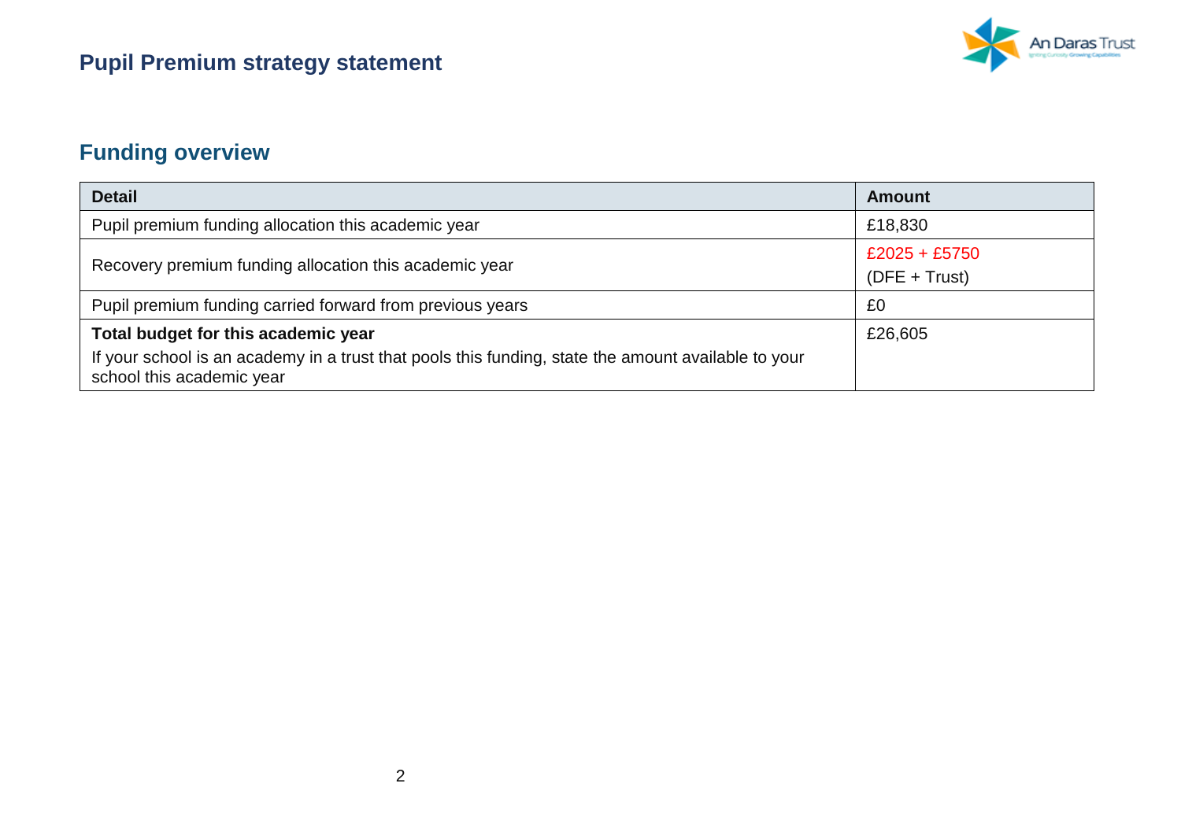# Pupil Premium strategy statement

## Funding overview

| Detail | Amount |
|---|---|
| Pupil premium funding allocation this academic year | £18,830 |
| Recovery premium funding allocation this academic year | £2025 + £5750<br>(DFE + Trust) |
| Pupil premium funding carried forward from previous years | £0 |
| **Total budget for this academic year**<br>If your school is an academy in a trust that pools this funding, state the amount available to your school this academic year | £26,605 |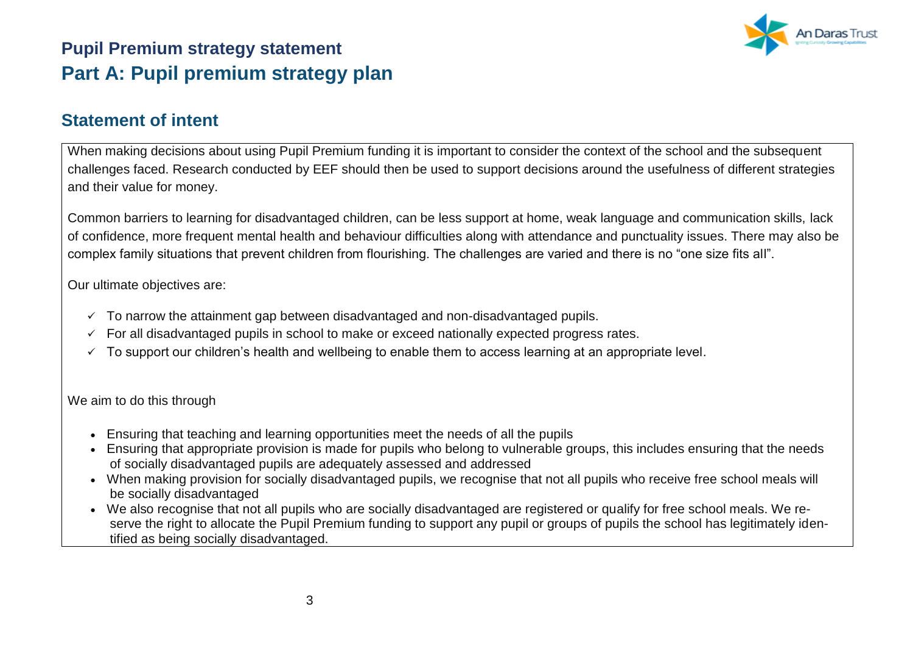# Pupil Premium strategy statement

## Part A: Pupil premium strategy plan

### Statement of intent

When making decisions about using Pupil Premium funding it is important to consider the context of the school and the subsequent challenges faced. Research conducted by EEF should then be used to support decisions around the usefulness of different strategies and their value for money.

Common barriers to learning for disadvantaged children, can be less support at home, weak language and communication skills, lack of confidence, more frequent mental health and behaviour difficulties along with attendance and punctuality issues. There may also be complex family situations that prevent children from flourishing. The challenges are varied and there is no "one size fits all".

Our ultimate objectives are:

- ✓ To narrow the attainment gap between disadvantaged and non-disadvantaged pupils.
- ✓ For all disadvantaged pupils in school to make or exceed nationally expected progress rates.
- ✓ To support our children's health and wellbeing to enable them to access learning at an appropriate level.

We aim to do this through

- Ensuring that teaching and learning opportunities meet the needs of all the pupils
- Ensuring that appropriate provision is made for pupils who belong to vulnerable groups, this includes ensuring that the needs of socially disadvantaged pupils are adequately assessed and addressed
- When making provision for socially disadvantaged pupils, we recognise that not all pupils who receive free school meals will be socially disadvantaged
- We also recognise that not all pupils who are socially disadvantaged are registered or qualify for free school meals. We reserve the right to allocate the Pupil Premium funding to support any pupil or groups of pupils the school has legitimately identified as being socially disadvantaged.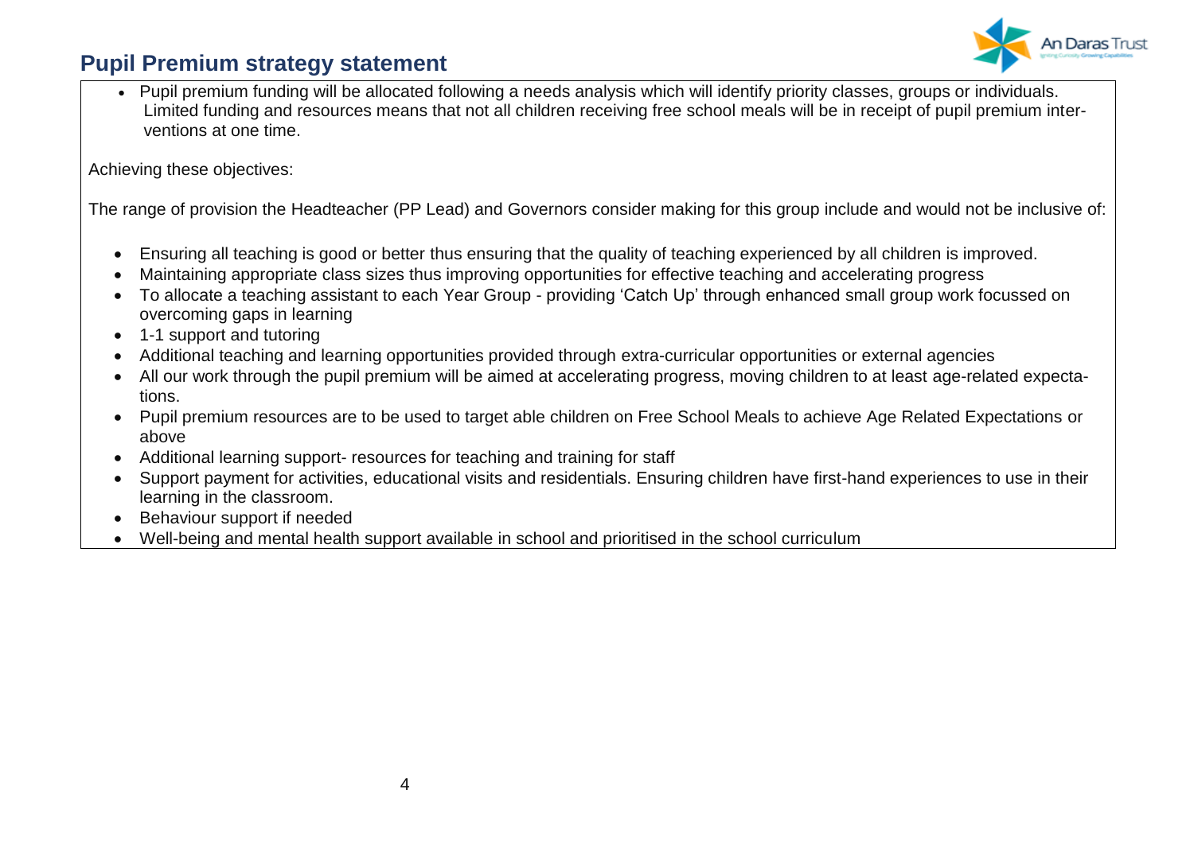## Pupil Premium strategy statement

- Pupil premium funding will be allocated following a needs analysis which will identify priority classes, groups or individuals. Limited funding and resources means that not all children receiving free school meals will be in receipt of pupil premium interventions at one time.

Achieving these objectives:

The range of provision the Headteacher (PP Lead) and Governors consider making for this group include and would not be inclusive of:

- Ensuring all teaching is good or better thus ensuring that the quality of teaching experienced by all children is improved.
- Maintaining appropriate class sizes thus improving opportunities for effective teaching and accelerating progress
- To allocate a teaching assistant to each Year Group - providing 'Catch Up' through enhanced small group work focussed on overcoming gaps in learning
- 1-1 support and tutoring
- Additional teaching and learning opportunities provided through extra-curricular opportunities or external agencies
- All our work through the pupil premium will be aimed at accelerating progress, moving children to at least age-related expectations.
- Pupil premium resources are to be used to target able children on Free School Meals to achieve Age Related Expectations or above
- Additional learning support- resources for teaching and training for staff
- Support payment for activities, educational visits and residentials. Ensuring children have first-hand experiences to use in their learning in the classroom.
- Behaviour support if needed
- Well-being and mental health support available in school and prioritised in the school curriculum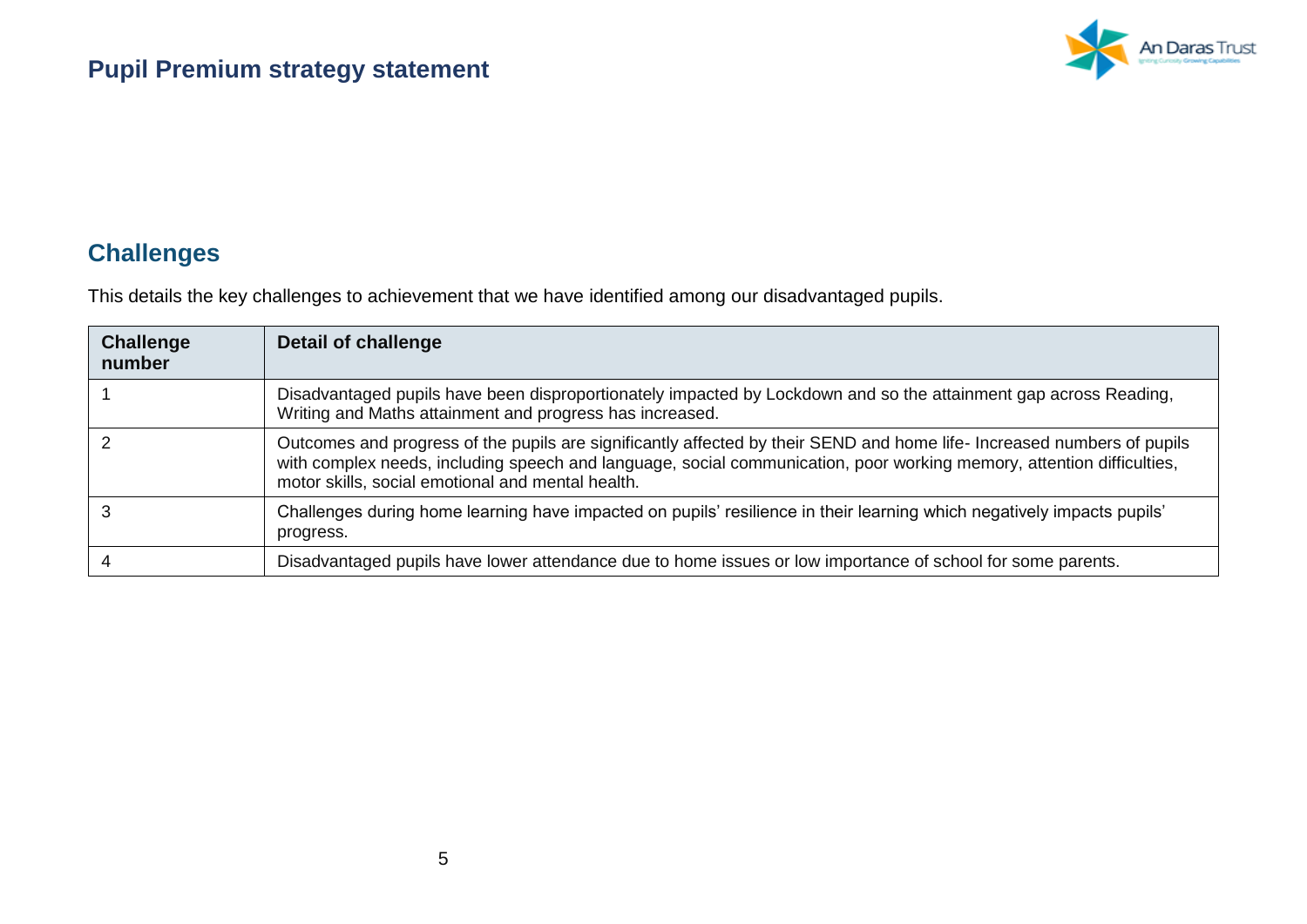## Challenges

This details the key challenges to achievement that we have identified among our disadvantaged pupils.

| Challenge number | Detail of challenge |
|---|---|
| 1 | Disadvantaged pupils have been disproportionately impacted by Lockdown and so the attainment gap across Reading, Writing and Maths attainment and progress has increased. |
| 2 | Outcomes and progress of the pupils are significantly affected by their SEND and home life- Increased numbers of pupils with complex needs, including speech and language, social communication, poor working memory, attention difficulties, motor skills, social emotional and mental health. |
| 3 | Challenges during home learning have impacted on pupils' resilience in their learning which negatively impacts pupils' progress. |
| 4 | Disadvantaged pupils have lower attendance due to home issues or low importance of school for some parents. |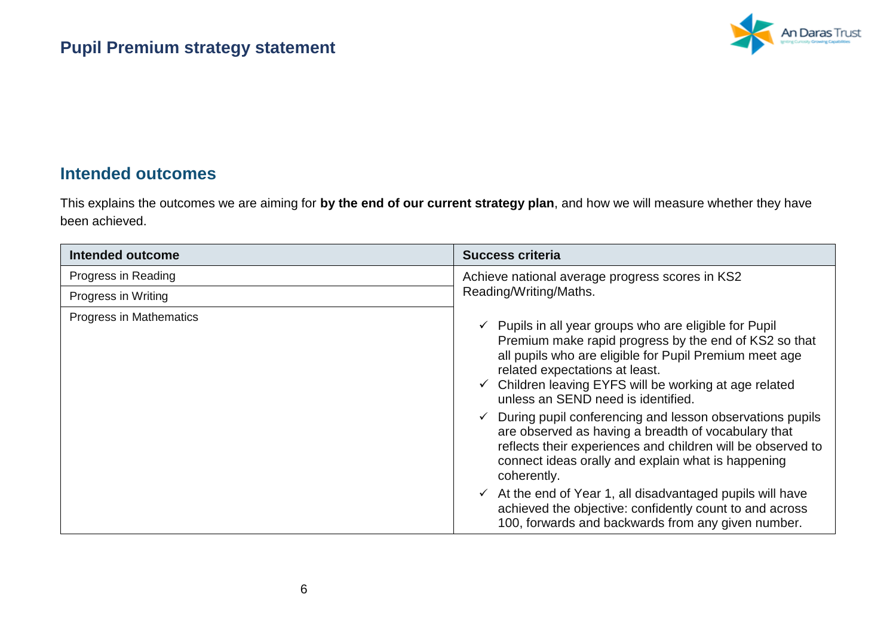## Intended outcomes

This explains the outcomes we are aiming for **by the end of our current strategy plan**, and how we will measure whether they have been achieved.

| Intended outcome | Success criteria |
|---|---|
| Progress in Reading | Achieve national average progress scores in KS2 Reading/Writing/Maths.<br><br>✓ Pupils in all year groups who are eligible for Pupil Premium make rapid progress by the end of KS2 so that all pupils who are eligible for Pupil Premium meet age related expectations at least.<br>✓ Children leaving EYFS will be working at age related unless an SEND need is identified.<br>✓ During pupil conferencing and lesson observations pupils are observed as having a breadth of vocabulary that reflects their experiences and children will be observed to connect ideas orally and explain what is happening coherently.<br>✓ At the end of Year 1, all disadvantaged pupils will have achieved the objective: confidently count to and across 100, forwards and backwards from any given number. |
| Progress in Writing | |
| Progress in Mathematics | |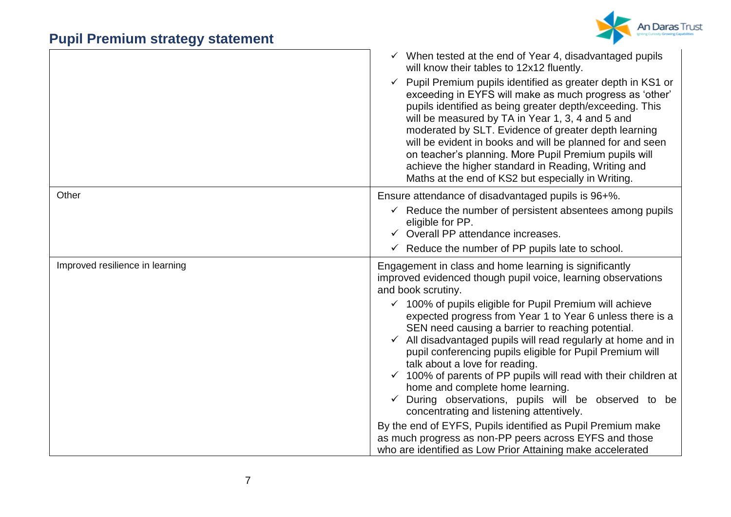## Pupil Premium strategy statement

| | |
|---|---|
| | ✓ When tested at the end of Year 4, disadvantaged pupils will know their tables to 12x12 fluently.<br>✓ Pupil Premium pupils identified as greater depth in KS1 or exceeding in EYFS will make as much progress as 'other' pupils identified as being greater depth/exceeding. This will be measured by TA in Year 1, 3, 4 and 5 and moderated by SLT. Evidence of greater depth learning will be evident in books and will be planned for and seen on teacher's planning. More Pupil Premium pupils will achieve the higher standard in Reading, Writing and Maths at the end of KS2 but especially in Writing. |
| Other | Ensure attendance of disadvantaged pupils is 96+%.<br>✓ Reduce the number of persistent absentees among pupils eligible for PP.<br>✓ Overall PP attendance increases.<br>✓ Reduce the number of PP pupils late to school. |
| Improved resilience in learning | Engagement in class and home learning is significantly improved evidenced though pupil voice, learning observations and book scrutiny.<br>✓ 100% of pupils eligible for Pupil Premium will achieve expected progress from Year 1 to Year 6 unless there is a SEN need causing a barrier to reaching potential.<br>✓ All disadvantaged pupils will read regularly at home and in pupil conferencing pupils eligible for Pupil Premium will talk about a love for reading.<br>✓ 100% of parents of PP pupils will read with their children at home and complete home learning.<br>✓ During observations, pupils will be observed to be concentrating and listening attentively.<br>By the end of EYFS, Pupils identified as Pupil Premium make as much progress as non-PP peers across EYFS and those who are identified as Low Prior Attaining make accelerated |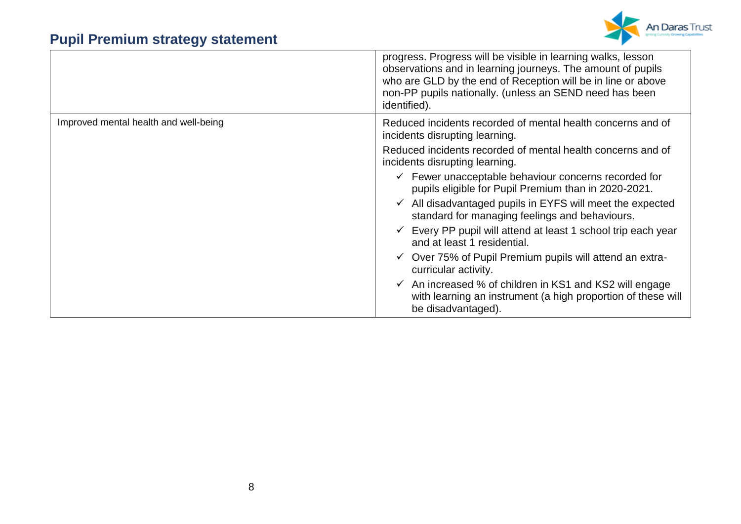| | |
|---|---|
| | progress. Progress will be visible in learning walks, lesson observations and in learning journeys. The amount of pupils who are GLD by the end of Reception will be in line or above non-PP pupils nationally. (unless an SEND need has been identified). |
| Improved mental health and well-being | Reduced incidents recorded of mental health concerns and of incidents disrupting learning.<br><br>Reduced incidents recorded of mental health concerns and of incidents disrupting learning.<br><br>✓ Fewer unacceptable behaviour concerns recorded for pupils eligible for Pupil Premium than in 2020-2021.<br>✓ All disadvantaged pupils in EYFS will meet the expected standard for managing feelings and behaviours.<br>✓ Every PP pupil will attend at least 1 school trip each year and at least 1 residential.<br>✓ Over 75% of Pupil Premium pupils will attend an extra-curricular activity.<br>✓ An increased % of children in KS1 and KS2 will engage with learning an instrument (a high proportion of these will be disadvantaged). |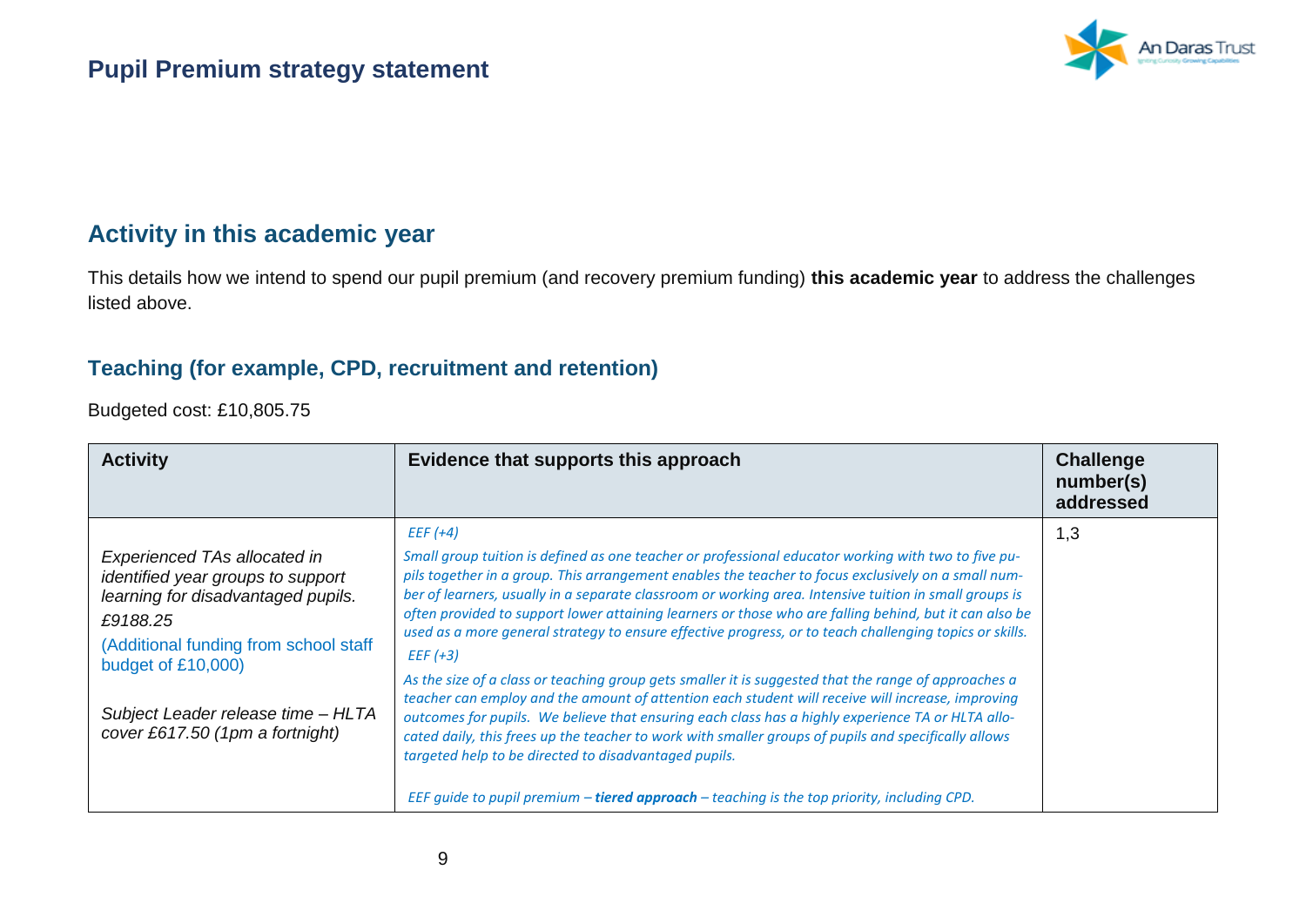## Activity in this academic year

This details how we intend to spend our pupil premium (and recovery premium funding) **this academic year** to address the challenges listed above.

### Teaching (for example, CPD, recruitment and retention)

Budgeted cost: £10,805.75

| Activity | Evidence that supports this approach | Challenge number(s) addressed |
|---|---|---|
| *Experienced TAs allocated in identified year groups to support learning for disadvantaged pupils.*<br>*£9188.25*<br>(Additional funding from school staff budget of £10,000)<br><br>*Subject Leader release time – HLTA cover £617.50 (1pm a fortnight)* | *EEF (+4)*<br>*Small group tuition is defined as one teacher or professional educator working with two to five pupils together in a group. This arrangement enables the teacher to focus exclusively on a small number of learners, usually in a separate classroom or working area. Intensive tuition in small groups is often provided to support lower attaining learners or those who are falling behind, but it can also be used as a more general strategy to ensure effective progress, or to teach challenging topics or skills.*<br>*EEF (+3)*<br>*As the size of a class or teaching group gets smaller it is suggested that the range of approaches a teacher can employ and the amount of attention each student will receive will increase, improving outcomes for pupils. We believe that ensuring each class has a highly experience TA or HLTA allocated daily, this frees up the teacher to work with smaller groups of pupils and specifically allows targeted help to be directed to disadvantaged pupils.*<br><br>*EEF guide to pupil premium – **tiered approach** – teaching is the top priority, including CPD.* | 1,3 |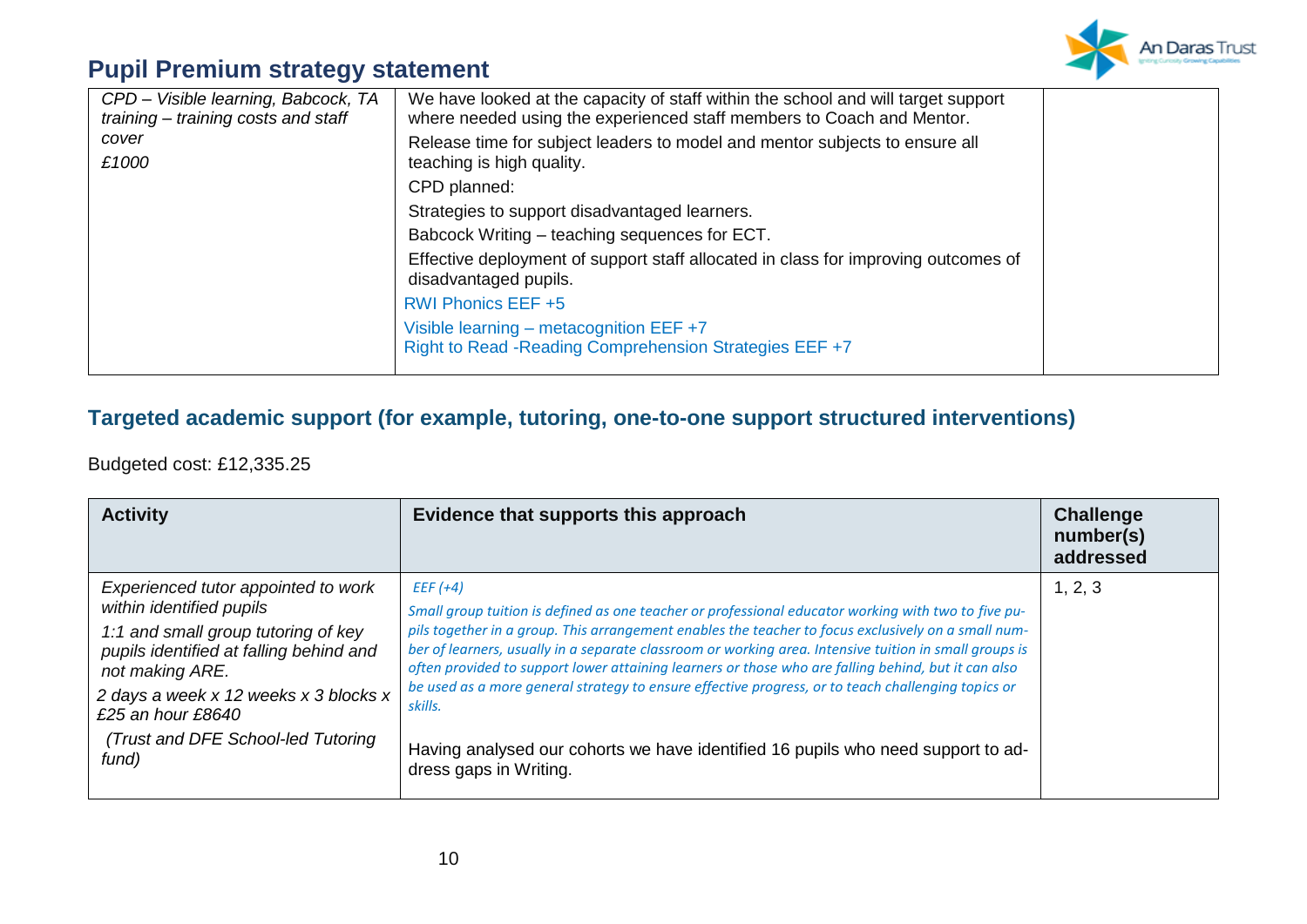## Pupil Premium strategy statement

| | | |
|---|---|---|
| *CPD – Visible learning, Babcock, TA training – training costs and staff cover*<br><br>*£1000* | We have looked at the capacity of staff within the school and will target support where needed using the experienced staff members to Coach and Mentor.<br><br>Release time for subject leaders to model and mentor subjects to ensure all teaching is high quality.<br><br>CPD planned:<br><br>Strategies to support disadvantaged learners.<br><br>Babcock Writing – teaching sequences for ECT.<br><br>Effective deployment of support staff allocated in class for improving outcomes of disadvantaged pupils.<br><br>RWI Phonics EEF +5<br><br>Visible learning – metacognition EEF +7<br>Right to Read -Reading Comprehension Strategies EEF +7 | |

### Targeted academic support (for example, tutoring, one-to-one support structured interventions)

Budgeted cost: £12,335.25

| Activity | Evidence that supports this approach | Challenge number(s) addressed |
|---|---|---|
| *Experienced tutor appointed to work within identified pupils*<br><br>*1:1 and small group tutoring of key pupils identified at falling behind and not making ARE.*<br><br>*2 days a week x 12 weeks x 3 blocks x £25 an hour £8640*<br><br>*(Trust and DFE School-led Tutoring fund)* | *EEF (+4)*<br>*Small group tuition is defined as one teacher or professional educator working with two to five pupils together in a group. This arrangement enables the teacher to focus exclusively on a small number of learners, usually in a separate classroom or working area. Intensive tuition in small groups is often provided to support lower attaining learners or those who are falling behind, but it can also be used as a more general strategy to ensure effective progress, or to teach challenging topics or skills.*<br><br>Having analysed our cohorts we have identified 16 pupils who need support to address gaps in Writing. | 1, 2, 3 |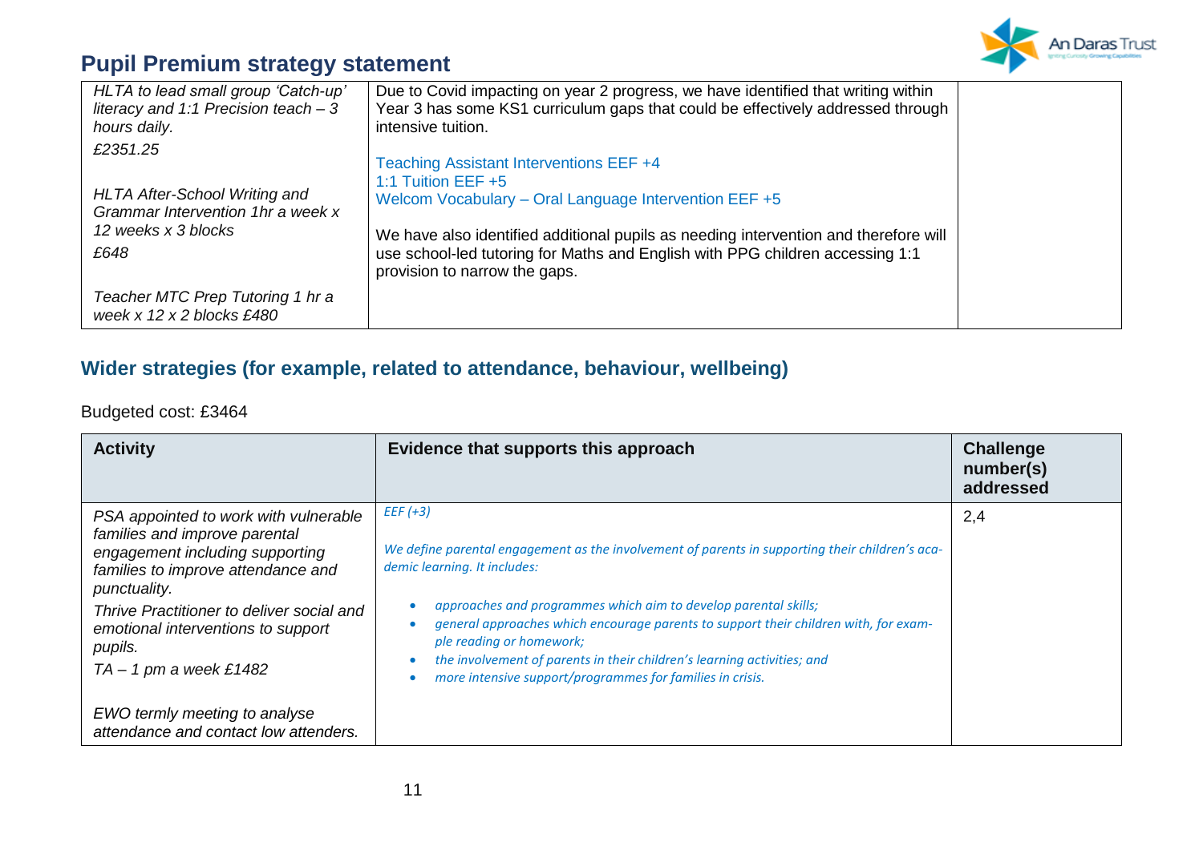## Pupil Premium strategy statement

| | | |
|---|---|---|
| *HLTA to lead small group 'Catch-up' literacy and 1:1 Precision teach – 3 hours daily.*<br>*£2351.25*<br><br>*HLTA After-School Writing and Grammar Intervention 1hr a week x 12 weeks x 3 blocks*<br>*£648*<br><br>*Teacher MTC Prep Tutoring 1 hr a week x 12 x 2 blocks £480* | Due to Covid impacting on year 2 progress, we have identified that writing within Year 3 has some KS1 curriculum gaps that could be effectively addressed through intensive tuition.<br><br>Teaching Assistant Interventions EEF +4<br>1:1 Tuition EEF +5<br>Welcom Vocabulary – Oral Language Intervention EEF +5<br><br>We have also identified additional pupils as needing intervention and therefore will use school-led tutoring for Maths and English with PPG children accessing 1:1 provision to narrow the gaps. | |

## Wider strategies (for example, related to attendance, behaviour, wellbeing)

Budgeted cost: £3464

| Activity | Evidence that supports this approach | Challenge number(s) addressed |
|---|---|---|
| *PSA appointed to work with vulnerable families and improve parental engagement including supporting families to improve attendance and punctuality.*<br>*Thrive Practitioner to deliver social and emotional interventions to support pupils.*<br>*TA – 1 pm a week £1482*<br><br>*EWO termly meeting to analyse attendance and contact low attenders.* | *EEF (+3)*<br><br>*We define parental engagement as the involvement of parents in supporting their children's academic learning. It includes:*<br>• *approaches and programmes which aim to develop parental skills;*<br>• *general approaches which encourage parents to support their children with, for example reading or homework;*<br>• *the involvement of parents in their children's learning activities; and*<br>• *more intensive support/programmes for families in crisis.* | 2,4 |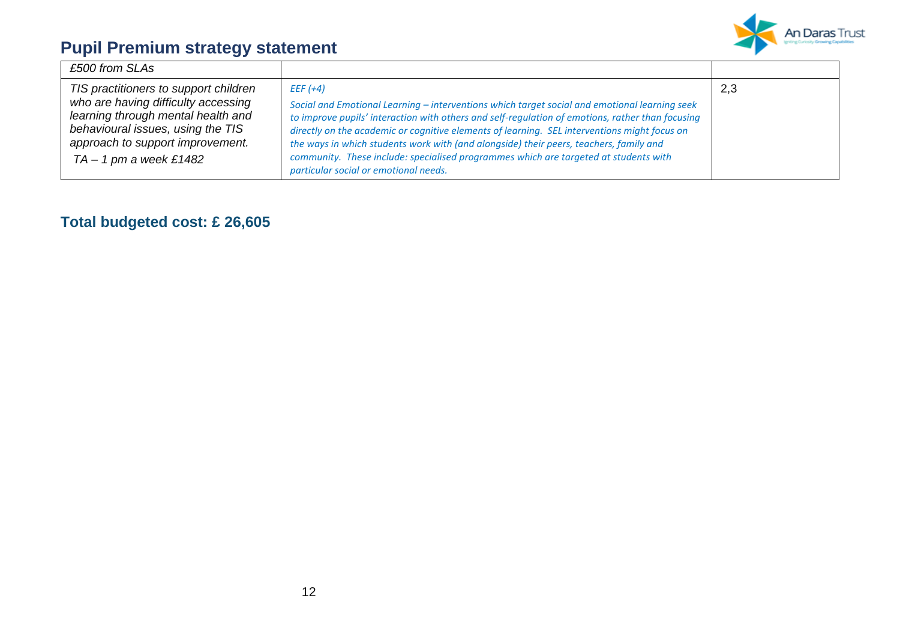# Pupil Premium strategy statement

| | | |
|---|---|---|
| *£500 from SLAs* | | |
| *TIS practitioners to support children who are having difficulty accessing learning through mental health and behavioural issues, using the TIS approach to support improvement.*<br>*TA – 1 pm a week £1482* | *EEF (+4)*<br>*Social and Emotional Learning – interventions which target social and emotional learning seek to improve pupils' interaction with others and self-regulation of emotions, rather than focusing directly on the academic or cognitive elements of learning. SEL interventions might focus on the ways in which students work with (and alongside) their peers, teachers, family and community. These include: specialised programmes which are targeted at students with particular social or emotional needs.* | 2,3 |

## Total budgeted cost: £ 26,605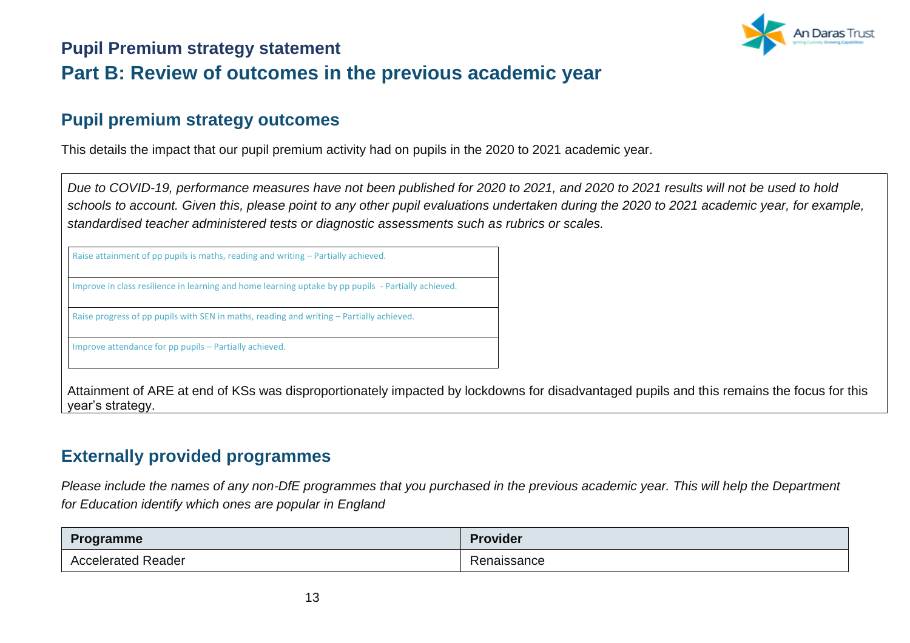# Pupil Premium strategy statement

## Part B: Review of outcomes in the previous academic year

### Pupil premium strategy outcomes

This details the impact that our pupil premium activity had on pupils in the 2020 to 2021 academic year.

*Due to COVID-19, performance measures have not been published for 2020 to 2021, and 2020 to 2021 results will not be used to hold schools to account. Given this, please point to any other pupil evaluations undertaken during the 2020 to 2021 academic year, for example, standardised teacher administered tests or diagnostic assessments such as rubrics or scales.*

| Raise attainment of pp pupils is maths, reading and writing – Partially achieved. |
|---|
| Improve in class resilience in learning and home learning uptake by pp pupils - Partially achieved. |
| Raise progress of pp pupils with SEN in maths, reading and writing – Partially achieved. |
| Improve attendance for pp pupils – Partially achieved. |

Attainment of ARE at end of KSs was disproportionately impacted by lockdowns for disadvantaged pupils and this remains the focus for this year's strategy.

### Externally provided programmes

*Please include the names of any non-DfE programmes that you purchased in the previous academic year. This will help the Department for Education identify which ones are popular in England*

| Programme | Provider |
|---|---|
| Accelerated Reader | Renaissance |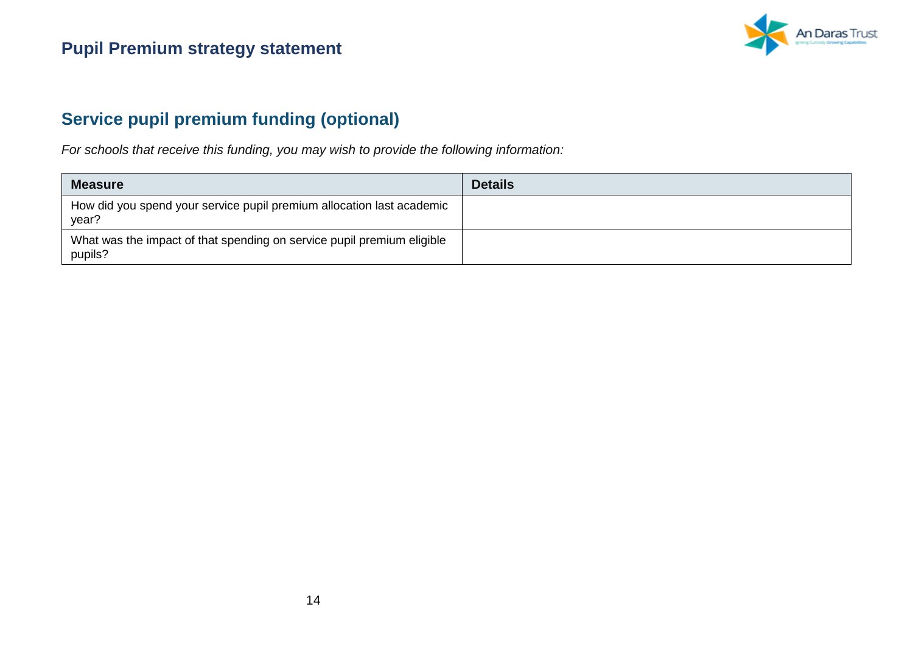## Service pupil premium funding (optional)

*For schools that receive this funding, you may wish to provide the following information:*

| Measure | Details |
| --- | --- |
| How did you spend your service pupil premium allocation last academic year? | |
| What was the impact of that spending on service pupil premium eligible pupils? | |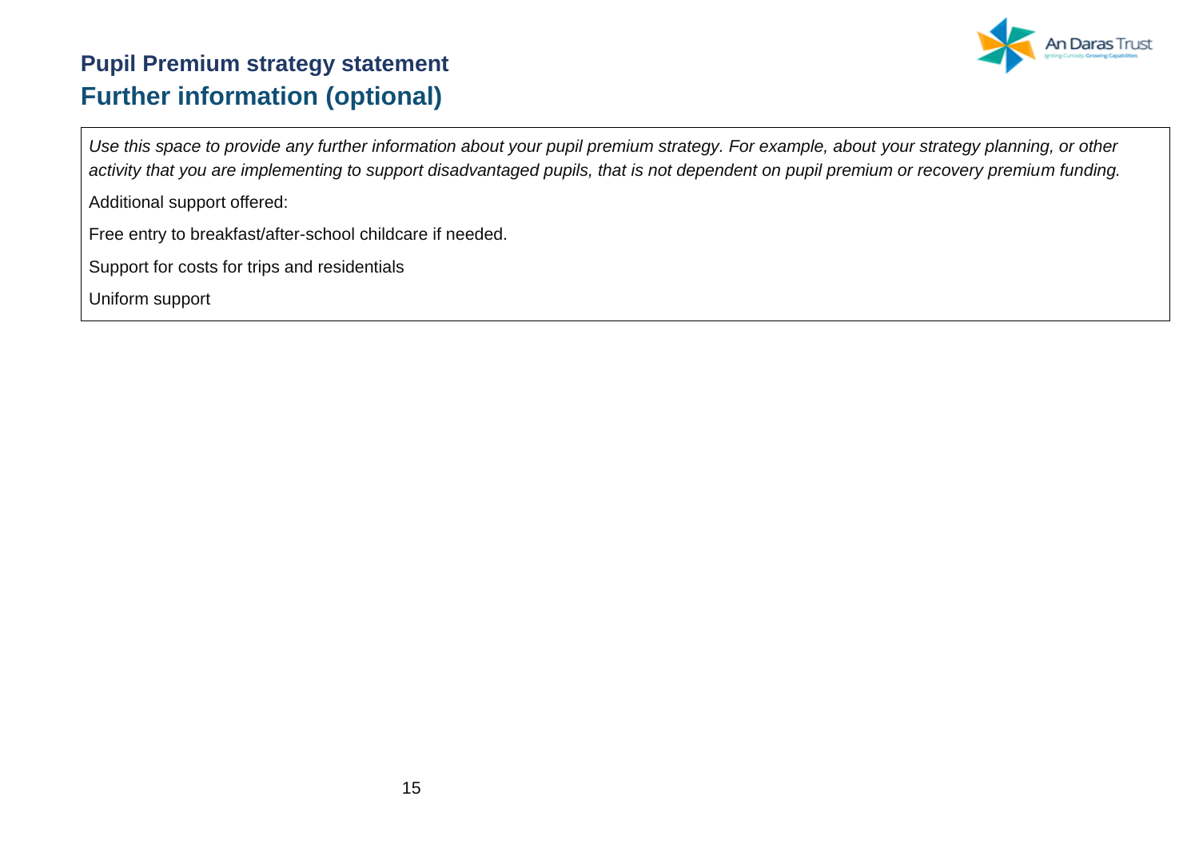## Pupil Premium strategy statement

## Further information (optional)

*Use this space to provide any further information about your pupil premium strategy. For example, about your strategy planning, or other activity that you are implementing to support disadvantaged pupils, that is not dependent on pupil premium or recovery premium funding.*

Additional support offered:

Free entry to breakfast/after-school childcare if needed.

Support for costs for trips and residentials

Uniform support